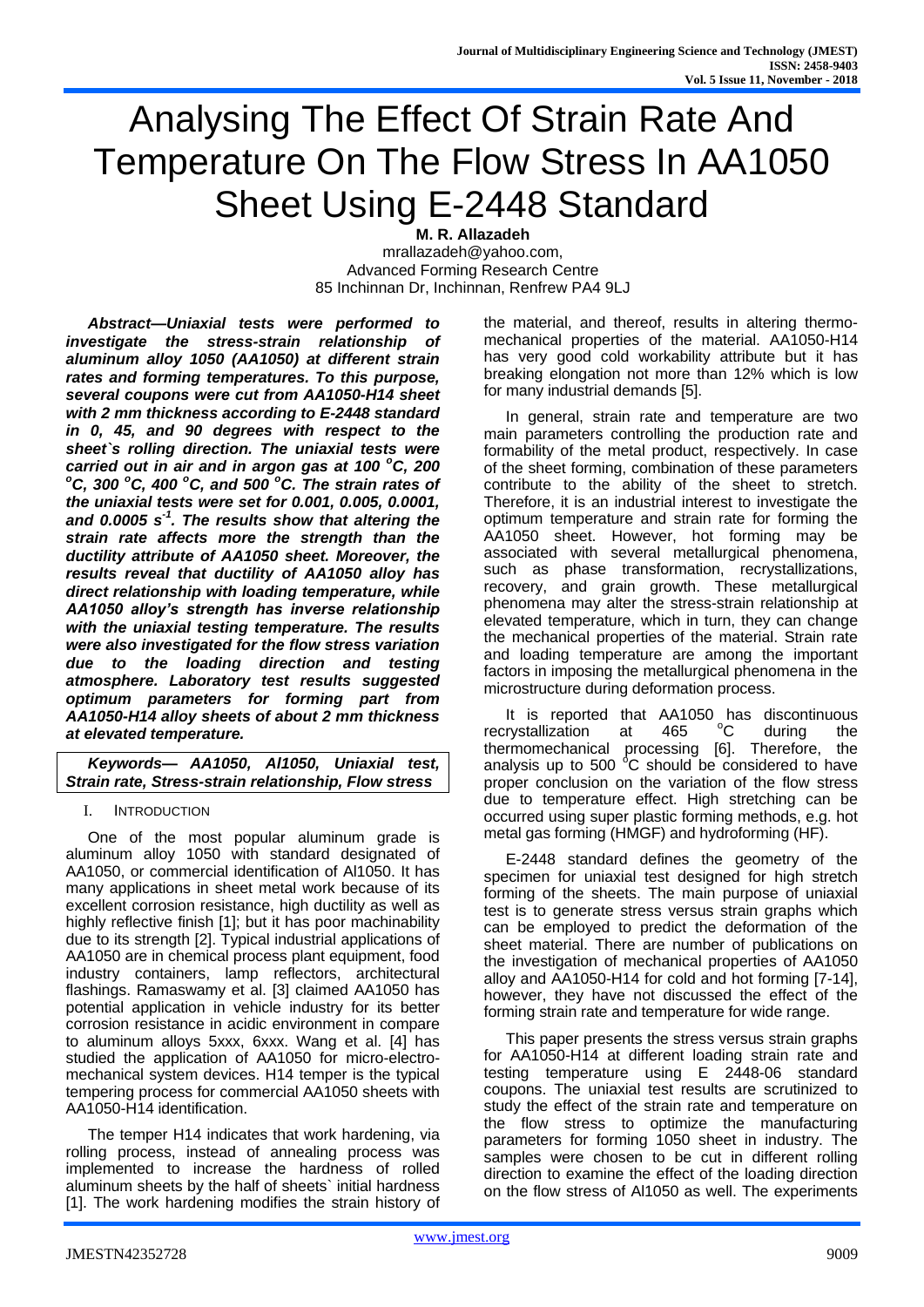# Analysing The Effect Of Strain Rate And Temperature On The Flow Stress In AA1050 Sheet Using E-2448 Standard

**M. R. Allazadeh**

mrallazadeh@yahoo.com,
Advanced Forming Research Centre
85 Inchinnan Dr, Inchinnan, Renfrew PA4 9LJ

***Abstract—Uniaxial tests were performed to investigate the stress-strain relationship of aluminum alloy 1050 (AA1050) at different strain rates and forming temperatures. To this purpose, several coupons were cut from AA1050-H14 sheet with 2 mm thickness according to E-2448 standard in 0, 45, and 90 degrees with respect to the sheet`s rolling direction. The uniaxial tests were carried out in air and in argon gas at 100 °C, 200 °C, 300 °C, 400 °C, and 500 °C. The strain rates of the uniaxial tests were set for 0.001, 0.005, 0.0001, and 0.0005 $s^{-1}$. The results show that altering the strain rate affects more the strength than the ductility attribute of AA1050 sheet. Moreover, the results reveal that ductility of AA1050 alloy has direct relationship with loading temperature, while AA1050 alloy's strength has inverse relationship with the uniaxial testing temperature. The results were also investigated for the flow stress variation due to the loading direction and testing atmosphere. Laboratory test results suggested optimum parameters for forming part from AA1050-H14 alloy sheets of about 2 mm thickness at elevated temperature.***

***Keywords— AA1050, Al1050, Uniaxial test, Strain rate, Stress-strain relationship, Flow stress***

## I. Introduction

One of the most popular aluminum grade is aluminum alloy 1050 with standard designated of AA1050, or commercial identification of Al1050. It has many applications in sheet metal work because of its excellent corrosion resistance, high ductility as well as highly reflective finish [1]; but it has poor machinability due to its strength [2]. Typical industrial applications of AA1050 are in chemical process plant equipment, food industry containers, lamp reflectors, architectural flashings. Ramaswamy et al. [3] claimed AA1050 has potential application in vehicle industry for its better corrosion resistance in acidic environment in compare to aluminum alloys 5xxx, 6xxx. Wang et al. [4] has studied the application of AA1050 for micro-electro-mechanical system devices. H14 temper is the typical tempering process for commercial AA1050 sheets with AA1050-H14 identification.

The temper H14 indicates that work hardening, via rolling process, instead of annealing process was implemented to increase the hardness of rolled aluminum sheets by the half of sheets` initial hardness [1]. The work hardening modifies the strain history of the material, and thereof, results in altering thermo-mechanical properties of the material. AA1050-H14 has very good cold workability attribute but it has breaking elongation not more than 12% which is low for many industrial demands [5].

In general, strain rate and temperature are two main parameters controlling the production rate and formability of the metal product, respectively. In case of the sheet forming, combination of these parameters contribute to the ability of the sheet to stretch. Therefore, it is an industrial interest to investigate the optimum temperature and strain rate for forming the AA1050 sheet. However, hot forming may be associated with several metallurgical phenomena, such as phase transformation, recrystallizations, recovery, and grain growth. These metallurgical phenomena may alter the stress-strain relationship at elevated temperature, which in turn, they can change the mechanical properties of the material. Strain rate and loading temperature are among the important factors in imposing the metallurgical phenomena in the microstructure during deformation process.

It is reported that AA1050 has discontinuous recrystallization at 465 °C during the thermomechanical processing [6]. Therefore, the analysis up to 500 °C should be considered to have proper conclusion on the variation of the flow stress due to temperature effect. High stretching can be occurred using super plastic forming methods, e.g. hot metal gas forming (HMGF) and hydroforming (HF).

E-2448 standard defines the geometry of the specimen for uniaxial test designed for high stretch forming of the sheets. The main purpose of uniaxial test is to generate stress versus strain graphs which can be employed to predict the deformation of the sheet material. There are number of publications on the investigation of mechanical properties of AA1050 alloy and AA1050-H14 for cold and hot forming [7-14], however, they have not discussed the effect of the forming strain rate and temperature for wide range.

This paper presents the stress versus strain graphs for AA1050-H14 at different loading strain rate and testing temperature using E 2448-06 standard coupons. The uniaxial test results are scrutinized to study the effect of the strain rate and temperature on the flow stress to optimize the manufacturing parameters for forming 1050 sheet in industry. The samples were chosen to be cut in different rolling direction to examine the effect of the loading direction on the flow stress of Al1050 as well. The experiments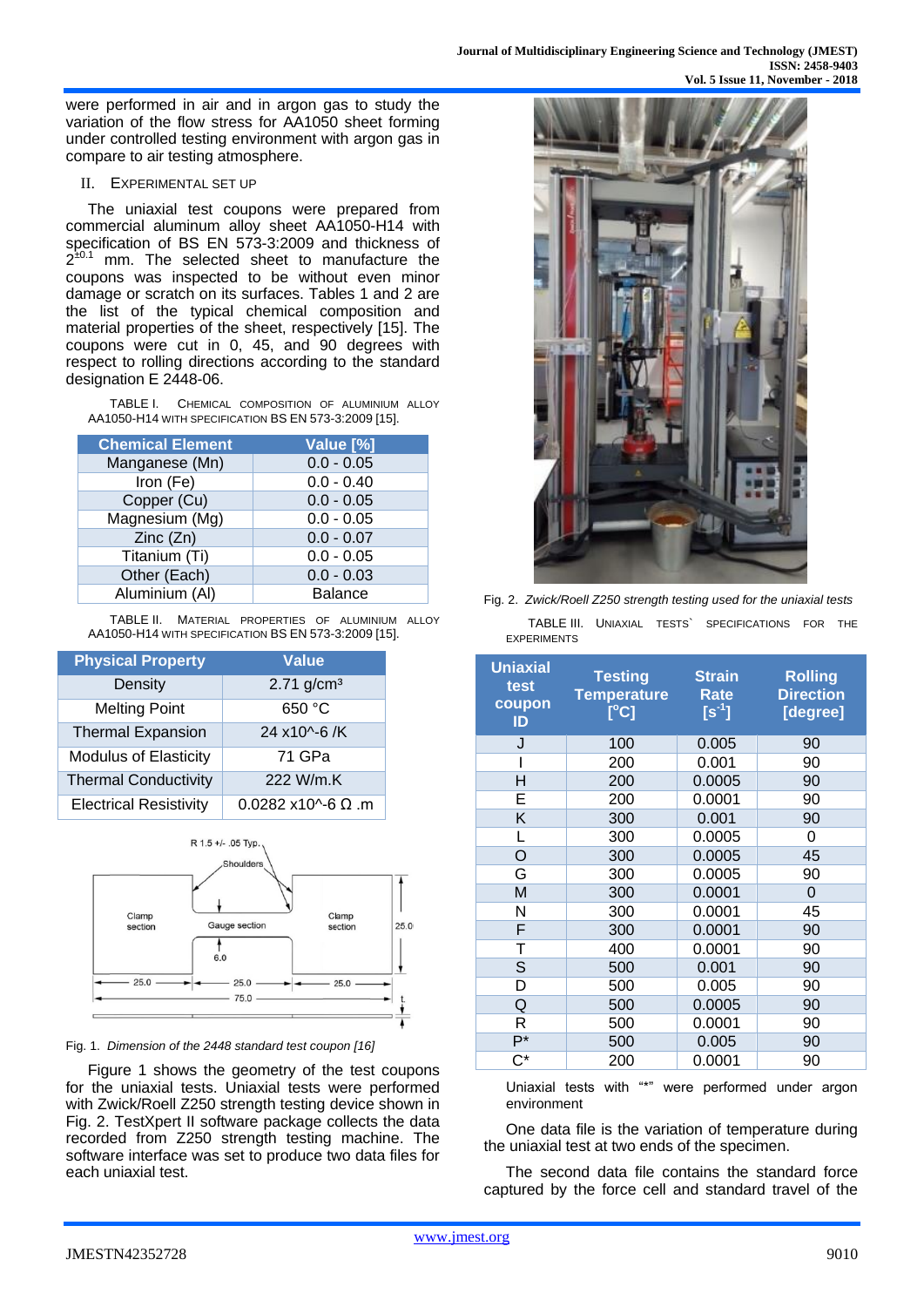were performed in air and in argon gas to study the variation of the flow stress for AA1050 sheet forming under controlled testing environment with argon gas in compare to air testing atmosphere.

## II. Experimental Set Up

The uniaxial test coupons were prepared from commercial aluminum alloy sheet AA1050-H14 with specification of BS EN 573-3:2009 and thickness of $2^{\pm 0.1}$ mm. The selected sheet to manufacture the coupons was inspected to be without even minor damage or scratch on its surfaces. Tables 1 and 2 are the list of the typical chemical composition and material properties of the sheet, respectively [15]. The coupons were cut in 0, 45, and 90 degrees with respect to rolling directions according to the standard designation E 2448-06.

TABLE I. Chemical composition of aluminium alloy AA1050-H14 with specification BS EN 573-3:2009 [15].

| Chemical Element | Value [%] |
|---|---|
| Manganese (Mn) | 0.0 - 0.05 |
| Iron (Fe) | 0.0 - 0.40 |
| Copper (Cu) | 0.0 - 0.05 |
| Magnesium (Mg) | 0.0 - 0.05 |
| Zinc (Zn) | 0.0 - 0.07 |
| Titanium (Ti) | 0.0 - 0.05 |
| Other (Each) | 0.0 - 0.03 |
| Aluminium (Al) | Balance |

TABLE II. Material properties of aluminium alloy AA1050-H14 with specification BS EN 573-3:2009 [15].

| Physical Property | Value |
|---|---|
| Density | 2.71 g/cm³ |
| Melting Point | 650 °C |
| Thermal Expansion | 24 x10^-6 /K |
| Modulus of Elasticity | 71 GPa |
| Thermal Conductivity | 222 W/m.K |
| Electrical Resistivity | 0.0282 x10^-6 Ω .m |

Fig. 1. *Dimension of the 2448 standard test coupon [16]*

Figure 1 shows the geometry of the test coupons for the uniaxial tests. Uniaxial tests were performed with Zwick/Roell Z250 strength testing device shown in Fig. 2. TestXpert II software package collects the data recorded from Z250 strength testing machine. The software interface was set to produce two data files for each uniaxial test.

Fig. 2. *Zwick/Roell Z250 strength testing used for the uniaxial tests*

TABLE III. Uniaxial tests` specifications for the experiments

| Uniaxial test coupon ID | Testing Temperature [°C] | Strain Rate [$s^{-1}$] | Rolling Direction [degree] |
|---|---|---|---|
| J | 100 | 0.005 | 90 |
| I | 200 | 0.001 | 90 |
| H | 200 | 0.0005 | 90 |
| E | 200 | 0.0001 | 90 |
| K | 300 | 0.001 | 90 |
| L | 300 | 0.0005 | 0 |
| O | 300 | 0.0005 | 45 |
| G | 300 | 0.0005 | 90 |
| M | 300 | 0.0001 | 0 |
| N | 300 | 0.0001 | 45 |
| F | 300 | 0.0001 | 90 |
| T | 400 | 0.0001 | 90 |
| S | 500 | 0.001 | 90 |
| D | 500 | 0.005 | 90 |
| Q | 500 | 0.0005 | 90 |
| R | 500 | 0.0001 | 90 |
| P* | 500 | 0.005 | 90 |
| C* | 200 | 0.0001 | 90 |

Uniaxial tests with "*" were performed under argon environment

One data file is the variation of temperature during the uniaxial test at two ends of the specimen.

The second data file contains the standard force captured by the force cell and standard travel of the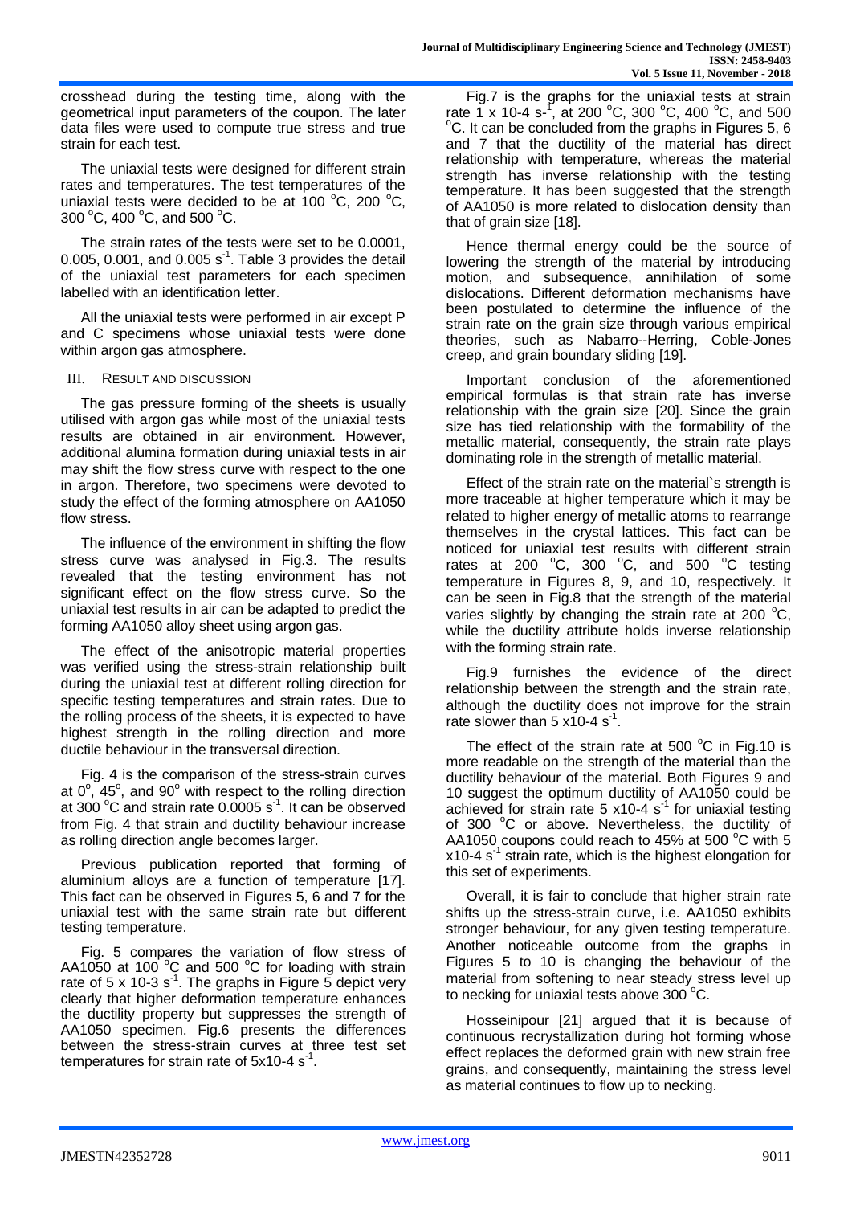crosshead during the testing time, along with the geometrical input parameters of the coupon. The later data files were used to compute true stress and true strain for each test.

The uniaxial tests were designed for different strain rates and temperatures. The test temperatures of the uniaxial tests were decided to be at 100 °C, 200 °C, 300 °C, 400 °C, and 500 °C.

The strain rates of the tests were set to be 0.0001, 0.005, 0.001, and 0.005 $s^{-1}$. Table 3 provides the detail of the uniaxial test parameters for each specimen labelled with an identification letter.

All the uniaxial tests were performed in air except P and C specimens whose uniaxial tests were done within argon gas atmosphere.

## III. Result and discussion

The gas pressure forming of the sheets is usually utilised with argon gas while most of the uniaxial tests results are obtained in air environment. However, additional alumina formation during uniaxial tests in air may shift the flow stress curve with respect to the one in argon. Therefore, two specimens were devoted to study the effect of the forming atmosphere on AA1050 flow stress.

The influence of the environment in shifting the flow stress curve was analysed in Fig.3. The results revealed that the testing environment has not significant effect on the flow stress curve. So the uniaxial test results in air can be adapted to predict the forming AA1050 alloy sheet using argon gas.

The effect of the anisotropic material properties was verified using the stress-strain relationship built during the uniaxial test at different rolling direction for specific testing temperatures and strain rates. Due to the rolling process of the sheets, it is expected to have highest strength in the rolling direction and more ductile behaviour in the transversal direction.

Fig. 4 is the comparison of the stress-strain curves at $0^o$, $45^o$, and $90^o$ with respect to the rolling direction at 300 °C and strain rate 0.0005 $s^{-1}$. It can be observed from Fig. 4 that strain and ductility behaviour increase as rolling direction angle becomes larger.

Previous publication reported that forming of aluminium alloys are a function of temperature [17]. This fact can be observed in Figures 5, 6 and 7 for the uniaxial test with the same strain rate but different testing temperature.

Fig. 5 compares the variation of flow stress of AA1050 at 100 °C and 500 °C for loading with strain rate of 5 x 10-3 $s^{-1}$. The graphs in Figure 5 depict very clearly that higher deformation temperature enhances the ductility property but suppresses the strength of AA1050 specimen. Fig.6 presents the differences between the stress-strain curves at three test set temperatures for strain rate of 5x10-4 $s^{-1}$.

Fig.7 is the graphs for the uniaxial tests at strain rate 1 x 10-4 $s^{-1}$, at 200 °C, 300 °C, 400 °C, and 500 °C. It can be concluded from the graphs in Figures 5, 6 and 7 that the ductility of the material has direct relationship with temperature, whereas the material strength has inverse relationship with the testing temperature. It has been suggested that the strength of AA1050 is more related to dislocation density than that of grain size [18].

Hence thermal energy could be the source of lowering the strength of the material by introducing motion, and subsequence, annihilation of some dislocations. Different deformation mechanisms have been postulated to determine the influence of the strain rate on the grain size through various empirical theories, such as Nabarro--Herring, Coble-Jones creep, and grain boundary sliding [19].

Important conclusion of the aforementioned empirical formulas is that strain rate has inverse relationship with the grain size [20]. Since the grain size has tied relationship with the formability of the metallic material, consequently, the strain rate plays dominating role in the strength of metallic material.

Effect of the strain rate on the material`s strength is more traceable at higher temperature which it may be related to higher energy of metallic atoms to rearrange themselves in the crystal lattices. This fact can be noticed for uniaxial test results with different strain rates at 200 °C, 300 °C, and 500 °C testing temperature in Figures 8, 9, and 10, respectively. It can be seen in Fig.8 that the strength of the material varies slightly by changing the strain rate at 200 °C, while the ductility attribute holds inverse relationship with the forming strain rate.

Fig.9 furnishes the evidence of the direct relationship between the strength and the strain rate, although the ductility does not improve for the strain rate slower than 5 x10-4 $s^{-1}$.

The effect of the strain rate at 500 °C in Fig.10 is more readable on the strength of the material than the ductility behaviour of the material. Both Figures 9 and 10 suggest the optimum ductility of AA1050 could be achieved for strain rate 5 x10-4 $s^{-1}$ for uniaxial testing of 300 °C or above. Nevertheless, the ductility of AA1050 coupons could reach to 45% at 500 °C with 5 x10-4 $s^{-1}$ strain rate, which is the highest elongation for this set of experiments.

Overall, it is fair to conclude that higher strain rate shifts up the stress-strain curve, i.e. AA1050 exhibits stronger behaviour, for any given testing temperature. Another noticeable outcome from the graphs in Figures 5 to 10 is changing the behaviour of the material from softening to near steady stress level up to necking for uniaxial tests above 300 °C.

Hosseinipour [21] argued that it is because of continuous recrystallization during hot forming whose effect replaces the deformed grain with new strain free grains, and consequently, maintaining the stress level as material continues to flow up to necking.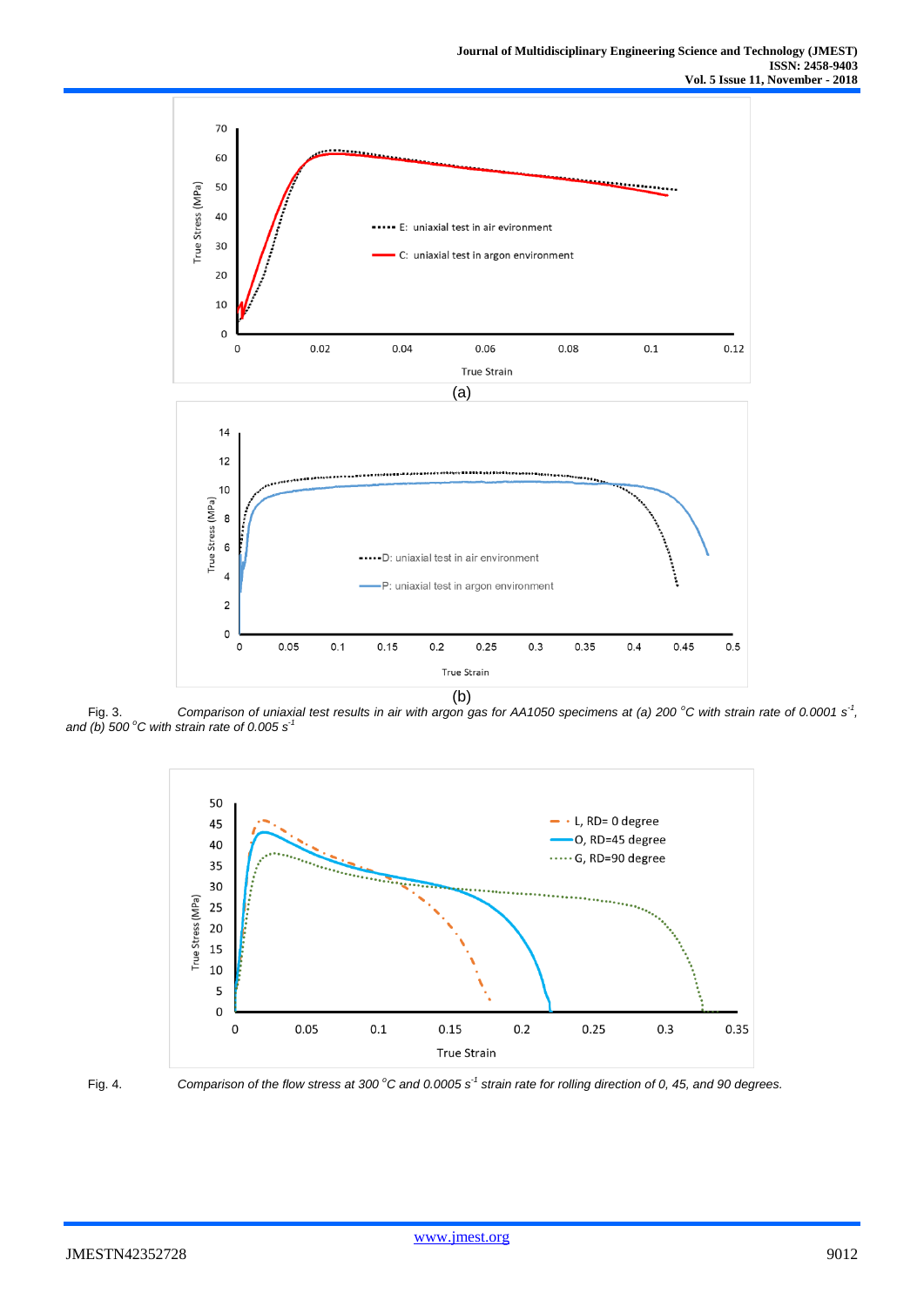(a)

(b)

Fig. 3. *Comparison of uniaxial test results in air with argon gas for AA1050 specimens at (a) 200 °C with strain rate of 0.0001 $s^{-1}$, and (b) 500 °C with strain rate of 0.005 $s^{-1}$*

Fig. 4. *Comparison of the flow stress at 300 °C and 0.0005 $s^{-1}$ strain rate for rolling direction of 0, 45, and 90 degrees.*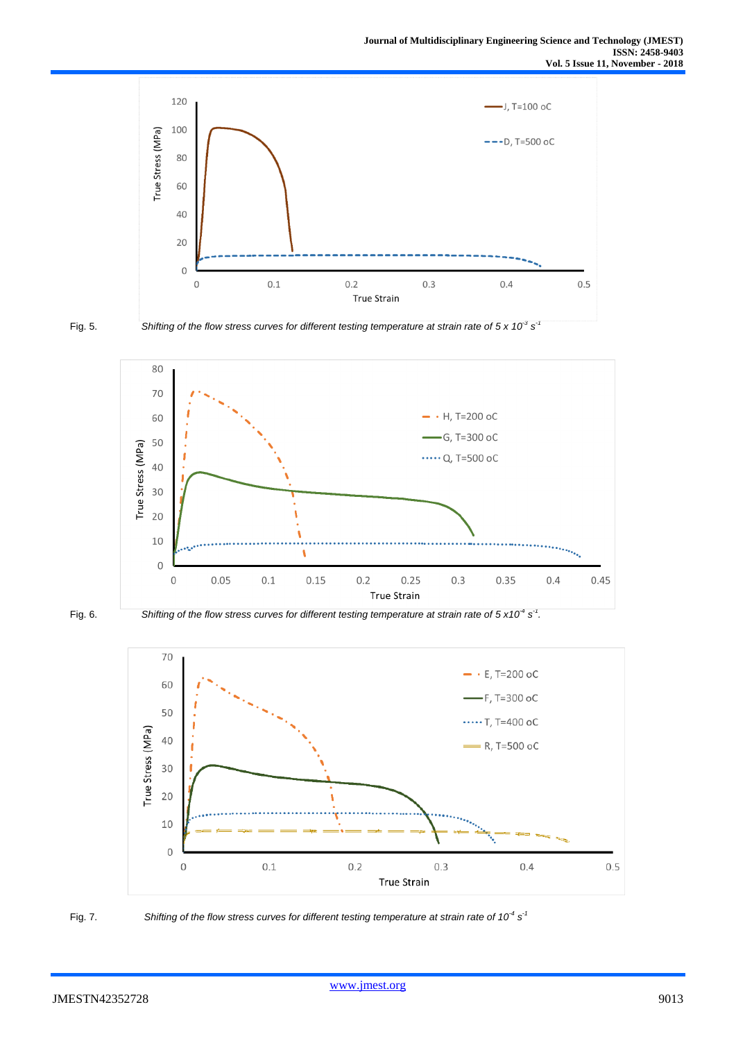Fig. 5. *Shifting of the flow stress curves for different testing temperature at strain rate of 5 x $10^{-3}$ $s^{-1}$*

Fig. 6. *Shifting of the flow stress curves for different testing temperature at strain rate of 5 x$10^{-4}$ $s^{-1}$.*

Fig. 7. *Shifting of the flow stress curves for different testing temperature at strain rate of $10^{-4}$ $s^{-1}$*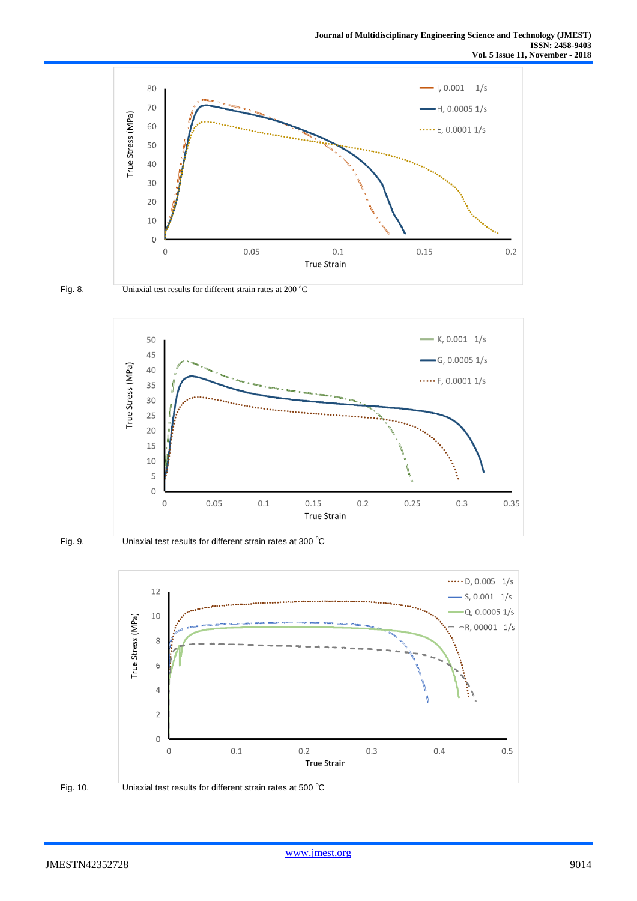Fig. 8. Uniaxial test results for different strain rates at 200 °C

Fig. 9. Uniaxial test results for different strain rates at 300 °C

Fig. 10. Uniaxial test results for different strain rates at 500 °C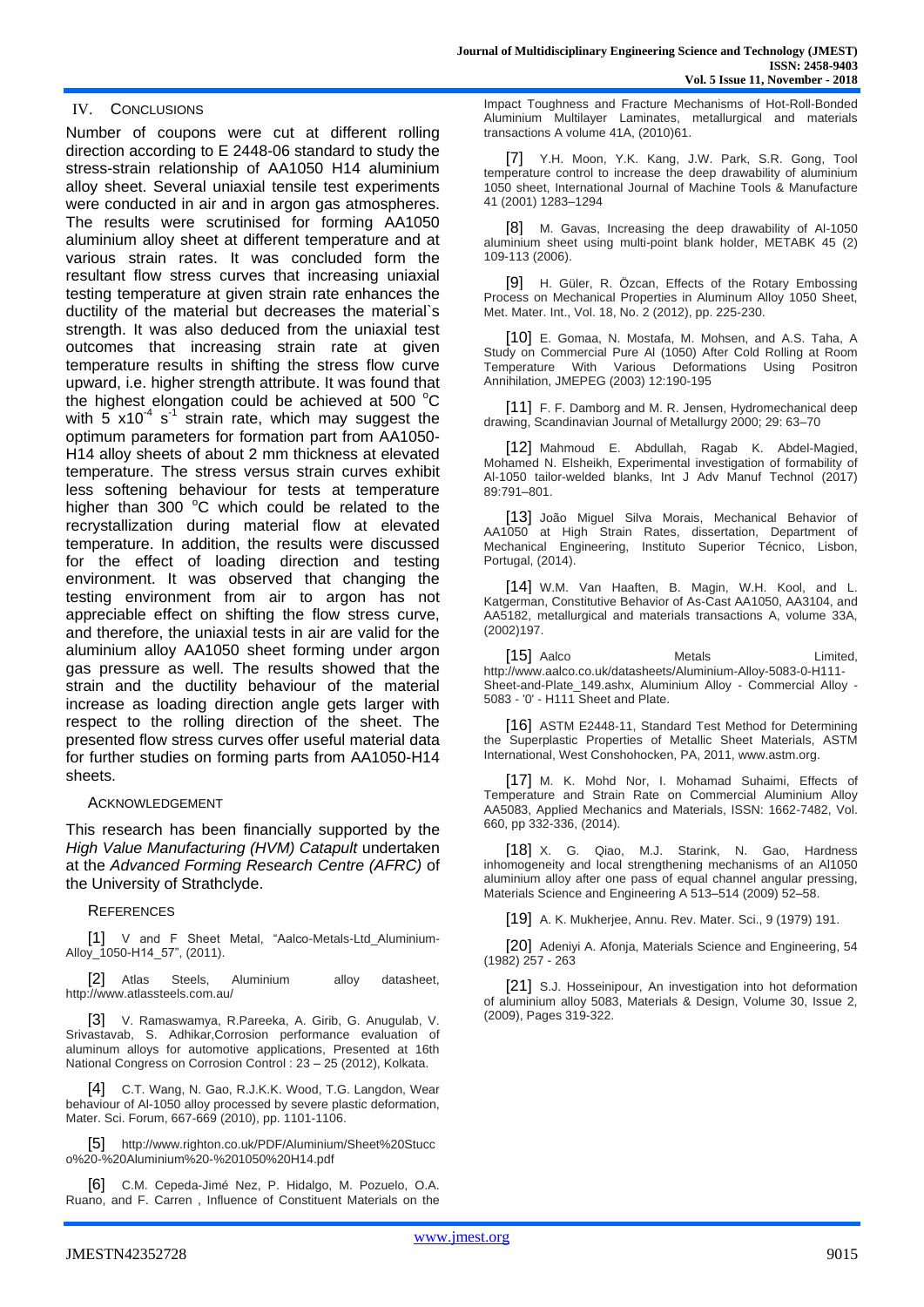## IV. Conclusions

Number of coupons were cut at different rolling direction according to E 2448-06 standard to study the stress-strain relationship of AA1050 H14 aluminium alloy sheet. Several uniaxial tensile test experiments were conducted in air and in argon gas atmospheres. The results were scrutinised for forming AA1050 aluminium alloy sheet at different temperature and at various strain rates. It was concluded form the resultant flow stress curves that increasing uniaxial testing temperature at given strain rate enhances the ductility of the material but decreases the material`s strength. It was also deduced from the uniaxial test outcomes that increasing strain rate at given temperature results in shifting the stress flow curve upward, i.e. higher strength attribute. It was found that the highest elongation could be achieved at 500 $^oC$ with $5 \times 10^{-4}$ $s^{-1}$ strain rate, which may suggest the optimum parameters for formation part from AA1050-H14 alloy sheets of about 2 mm thickness at elevated temperature. The stress versus strain curves exhibit less softening behaviour for tests at temperature higher than 300 $^oC$ which could be related to the recrystallization during material flow at elevated temperature. In addition, the results were discussed for the effect of loading direction and testing environment. It was observed that changing the testing environment from air to argon has not appreciable effect on shifting the flow stress curve, and therefore, the uniaxial tests in air are valid for the aluminium alloy AA1050 sheet forming under argon gas pressure as well. The results showed that the strain and the ductility behaviour of the material increase as loading direction angle gets larger with respect to the rolling direction of the sheet. The presented flow stress curves offer useful material data for further studies on forming parts from AA1050-H14 sheets.

### Acknowledgement

This research has been financially supported by the *High Value Manufacturing (HVM) Catapult* undertaken at the *Advanced Forming Research Centre (AFRC)* of the University of Strathclyde.

### References

[1] V and F Sheet Metal, "Aalco-Metals-Ltd_Aluminium-Alloy_1050-H14_57", (2011).

[2] Atlas Steels, Aluminium alloy datasheet, http://www.atlassteels.com.au/

[3] V. Ramaswamya, R.Pareeka, A. Girib, G. Anugulab, V. Srivastavab, S. Adhikar,Corrosion performance evaluation of aluminum alloys for automotive applications, Presented at 16th National Congress on Corrosion Control : 23 – 25 (2012), Kolkata.

[4] C.T. Wang, N. Gao, R.J.K.K. Wood, T.G. Langdon, Wear behaviour of Al-1050 alloy processed by severe plastic deformation, Mater. Sci. Forum, 667-669 (2010), pp. 1101-1106.

[5] http://www.righton.co.uk/PDF/Aluminium/Sheet%20Stucco%20-%20Aluminium%20-%201050%20H14.pdf

[6] C.M. Cepeda-Jimé Nez, P. Hidalgo, M. Pozuelo, O.A. Ruano, and F. Carren , Influence of Constituent Materials on the Impact Toughness and Fracture Mechanisms of Hot-Roll-Bonded Aluminium Multilayer Laminates, metallurgical and materials transactions A volume 41A, (2010)61.

[7] Y.H. Moon, Y.K. Kang, J.W. Park, S.R. Gong, Tool temperature control to increase the deep drawability of aluminium 1050 sheet, International Journal of Machine Tools & Manufacture 41 (2001) 1283–1294

[8] M. Gavas, Increasing the deep drawability of Al-1050 aluminium sheet using multi-point blank holder, METABK 45 (2) 109-113 (2006).

[9] H. Güler, R. Özcan, Effects of the Rotary Embossing Process on Mechanical Properties in Aluminum Alloy 1050 Sheet, Met. Mater. Int., Vol. 18, No. 2 (2012), pp. 225-230.

[10] E. Gomaa, N. Mostafa, M. Mohsen, and A.S. Taha, A Study on Commercial Pure Al (1050) After Cold Rolling at Room Temperature With Various Deformations Using Positron Annihilation, JMEPEG (2003) 12:190-195

[11] F. F. Damborg and M. R. Jensen, Hydromechanical deep drawing, Scandinavian Journal of Metallurgy 2000; 29: 63–70

[12] Mahmoud E. Abdullah, Ragab K. Abdel-Magied, Mohamed N. Elsheikh, Experimental investigation of formability of Al-1050 tailor-welded blanks, Int J Adv Manuf Technol (2017) 89:791–801.

[13] João Miguel Silva Morais, Mechanical Behavior of AA1050 at High Strain Rates, dissertation, Department of Mechanical Engineering, Instituto Superior Técnico, Lisbon, Portugal, (2014).

[14] W.M. Van Haaften, B. Magin, W.H. Kool, and L. Katgerman, Constitutive Behavior of As-Cast AA1050, AA3104, and AA5182, metallurgical and materials transactions A, volume 33A, (2002)197.

[15] Aalco Metals Limited, http://www.aalco.co.uk/datasheets/Aluminium-Alloy-5083-0-H111-Sheet-and-Plate_149.ashx, Aluminium Alloy - Commercial Alloy - 5083 - '0' - H111 Sheet and Plate.

[16] ASTM E2448-11, Standard Test Method for Determining the Superplastic Properties of Metallic Sheet Materials, ASTM International, West Conshohocken, PA, 2011, www.astm.org.

[17] M. K. Mohd Nor, I. Mohamad Suhaimi, Effects of Temperature and Strain Rate on Commercial Aluminium Alloy AA5083, Applied Mechanics and Materials, ISSN: 1662-7482, Vol. 660, pp 332-336, (2014).

[18] X. G. Qiao, M.J. Starink, N. Gao, Hardness inhomogeneity and local strengthening mechanisms of an Al1050 aluminium alloy after one pass of equal channel angular pressing, Materials Science and Engineering A 513–514 (2009) 52–58.

[19] A. K. Mukherjee, Annu. Rev. Mater. Sci., 9 (1979) 191.

[20] Adeniyi A. Afonja, Materials Science and Engineering, 54 (1982) 257 - 263

[21] S.J. Hosseinipour, An investigation into hot deformation of aluminium alloy 5083, Materials & Design, Volume 30, Issue 2, (2009), Pages 319-322.